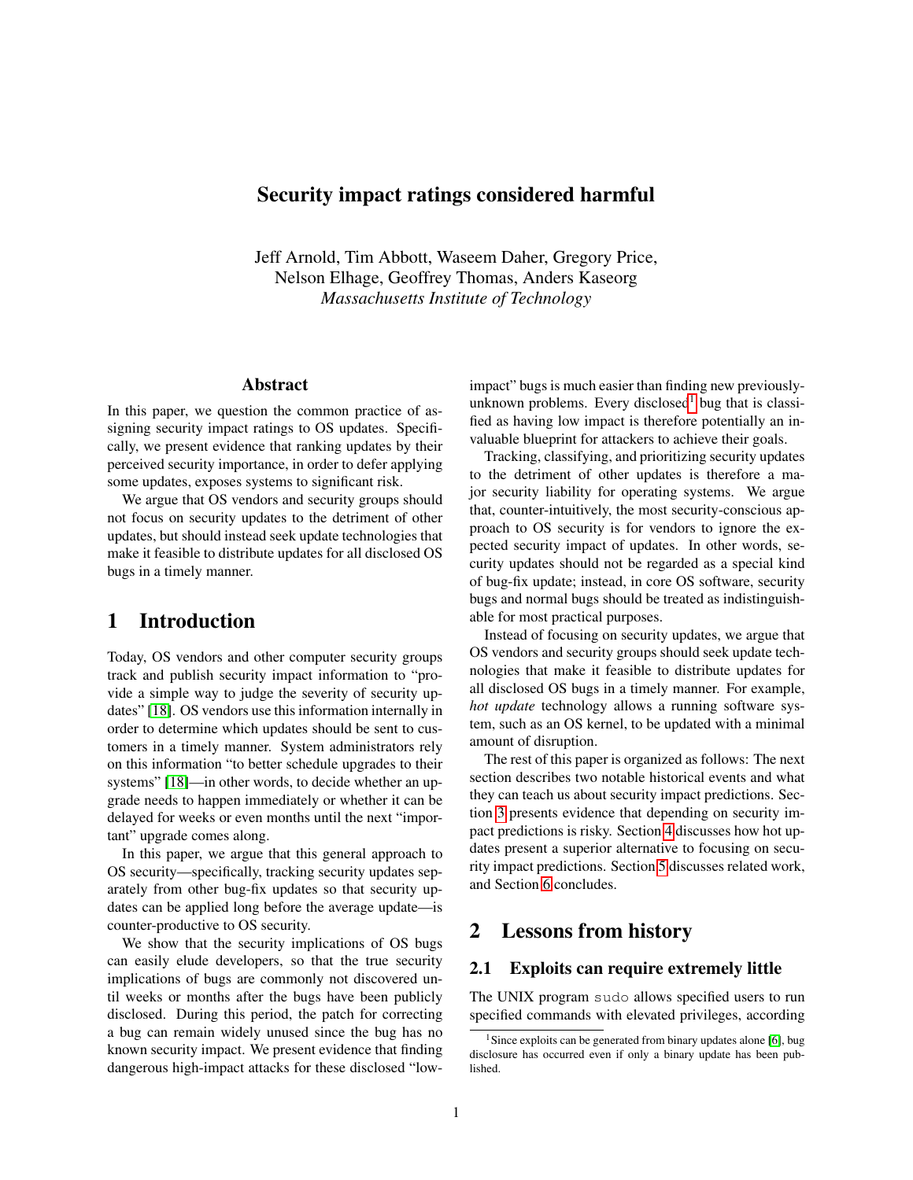# Security impact ratings considered harmful

Jeff Arnold, Tim Abbott, Waseem Daher, Gregory Price, Nelson Elhage, Geoffrey Thomas, Anders Kaseorg
*Massachusetts Institute of Technology*

## Abstract

In this paper, we question the common practice of assigning security impact ratings to OS updates. Specifically, we present evidence that ranking updates by their perceived security importance, in order to defer applying some updates, exposes systems to significant risk.

We argue that OS vendors and security groups should not focus on security updates to the detriment of other updates, but should instead seek update technologies that make it feasible to distribute updates for all disclosed OS bugs in a timely manner.

## 1 Introduction

Today, OS vendors and other computer security groups track and publish security impact information to "provide a simple way to judge the severity of security updates" [18]. OS vendors use this information internally in order to determine which updates should be sent to customers in a timely manner. System administrators rely on this information "to better schedule upgrades to their systems" [18]—in other words, to decide whether an upgrade needs to happen immediately or whether it can be delayed for weeks or even months until the next "important" upgrade comes along.

In this paper, we argue that this general approach to OS security—specifically, tracking security updates separately from other bug-fix updates so that security updates can be applied long before the average update—is counter-productive to OS security.

We show that the security implications of OS bugs can easily elude developers, so that the true security implications of bugs are commonly not discovered until weeks or months after the bugs have been publicly disclosed. During this period, the patch for correcting a bug can remain widely unused since the bug has no known security impact. We present evidence that finding dangerous high-impact attacks for these disclosed "low-impact" bugs is much easier than finding new previously-unknown problems. Every disclosed[1] bug that is classified as having low impact is therefore potentially an invaluable blueprint for attackers to achieve their goals.

Tracking, classifying, and prioritizing security updates to the detriment of other updates is therefore a major security liability for operating systems. We argue that, counter-intuitively, the most security-conscious approach to OS security is for vendors to ignore the expected security impact of updates. In other words, security updates should not be regarded as a special kind of bug-fix update; instead, in core OS software, security bugs and normal bugs should be treated as indistinguishable for most practical purposes.

Instead of focusing on security updates, we argue that OS vendors and security groups should seek update technologies that make it feasible to distribute updates for all disclosed OS bugs in a timely manner. For example, *hot update* technology allows a running software system, such as an OS kernel, to be updated with a minimal amount of disruption.

The rest of this paper is organized as follows: The next section describes two notable historical events and what they can teach us about security impact predictions. Section 3 presents evidence that depending on security impact predictions is risky. Section 4 discusses how hot updates present a superior alternative to focusing on security impact predictions. Section 5 discusses related work, and Section 6 concludes.

## 2 Lessons from history

### 2.1 Exploits can require extremely little

The UNIX program `sudo` allows specified users to run specified commands with elevated privileges, according

[1] Since exploits can be generated from binary updates alone [6], bug disclosure has occurred even if only a binary update has been published.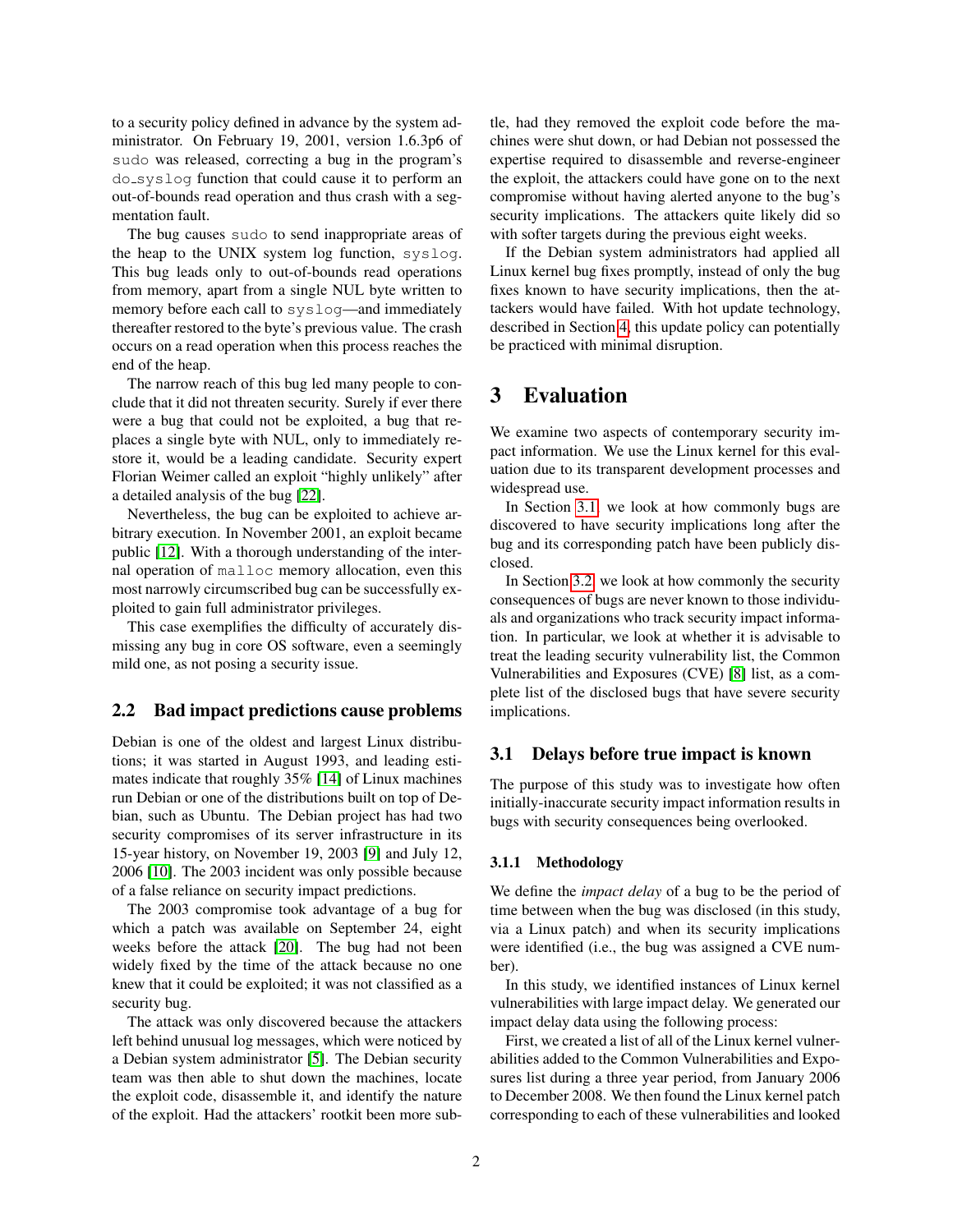to a security policy defined in advance by the system administrator. On February 19, 2001, version 1.6.3p6 of sudo was released, correcting a bug in the program's do_syslog function that could cause it to perform an out-of-bounds read operation and thus crash with a segmentation fault.

The bug causes sudo to send inappropriate areas of the heap to the UNIX system log function, syslog. This bug leads only to out-of-bounds read operations from memory, apart from a single NUL byte written to memory before each call to syslog—and immediately thereafter restored to the byte's previous value. The crash occurs on a read operation when this process reaches the end of the heap.

The narrow reach of this bug led many people to conclude that it did not threaten security. Surely if ever there were a bug that could not be exploited, a bug that replaces a single byte with NUL, only to immediately restore it, would be a leading candidate. Security expert Florian Weimer called an exploit "highly unlikely" after a detailed analysis of the bug [22].

Nevertheless, the bug can be exploited to achieve arbitrary execution. In November 2001, an exploit became public [12]. With a thorough understanding of the internal operation of malloc memory allocation, even this most narrowly circumscribed bug can be successfully exploited to gain full administrator privileges.

This case exemplifies the difficulty of accurately dismissing any bug in core OS software, even a seemingly mild one, as not posing a security issue.

## 2.2 Bad impact predictions cause problems

Debian is one of the oldest and largest Linux distributions; it was started in August 1993, and leading estimates indicate that roughly 35% [14] of Linux machines run Debian or one of the distributions built on top of Debian, such as Ubuntu. The Debian project has had two security compromises of its server infrastructure in its 15-year history, on November 19, 2003 [9] and July 12, 2006 [10]. The 2003 incident was only possible because of a false reliance on security impact predictions.

The 2003 compromise took advantage of a bug for which a patch was available on September 24, eight weeks before the attack [20]. The bug had not been widely fixed by the time of the attack because no one knew that it could be exploited; it was not classified as a security bug.

The attack was only discovered because the attackers left behind unusual log messages, which were noticed by a Debian system administrator [5]. The Debian security team was then able to shut down the machines, locate the exploit code, disassemble it, and identify the nature of the exploit. Had the attackers' rootkit been more subtle, had they removed the exploit code before the machines were shut down, or had Debian not possessed the expertise required to disassemble and reverse-engineer the exploit, the attackers could have gone on to the next compromise without having alerted anyone to the bug's security implications. The attackers quite likely did so with softer targets during the previous eight weeks.

If the Debian system administrators had applied all Linux kernel bug fixes promptly, instead of only the bug fixes known to have security implications, then the attackers would have failed. With hot update technology, described in Section 4, this update policy can potentially be practiced with minimal disruption.

# 3 Evaluation

We examine two aspects of contemporary security impact information. We use the Linux kernel for this evaluation due to its transparent development processes and widespread use.

In Section 3.1, we look at how commonly bugs are discovered to have security implications long after the bug and its corresponding patch have been publicly disclosed.

In Section 3.2, we look at how commonly the security consequences of bugs are never known to those individuals and organizations who track security impact information. In particular, we look at whether it is advisable to treat the leading security vulnerability list, the Common Vulnerabilities and Exposures (CVE) [8] list, as a complete list of the disclosed bugs that have severe security implications.

## 3.1 Delays before true impact is known

The purpose of this study was to investigate how often initially-inaccurate security impact information results in bugs with security consequences being overlooked.

### 3.1.1 Methodology

We define the *impact delay* of a bug to be the period of time between when the bug was disclosed (in this study, via a Linux patch) and when its security implications were identified (i.e., the bug was assigned a CVE number).

In this study, we identified instances of Linux kernel vulnerabilities with large impact delay. We generated our impact delay data using the following process:

First, we created a list of all of the Linux kernel vulnerabilities added to the Common Vulnerabilities and Exposures list during a three year period, from January 2006 to December 2008. We then found the Linux kernel patch corresponding to each of these vulnerabilities and looked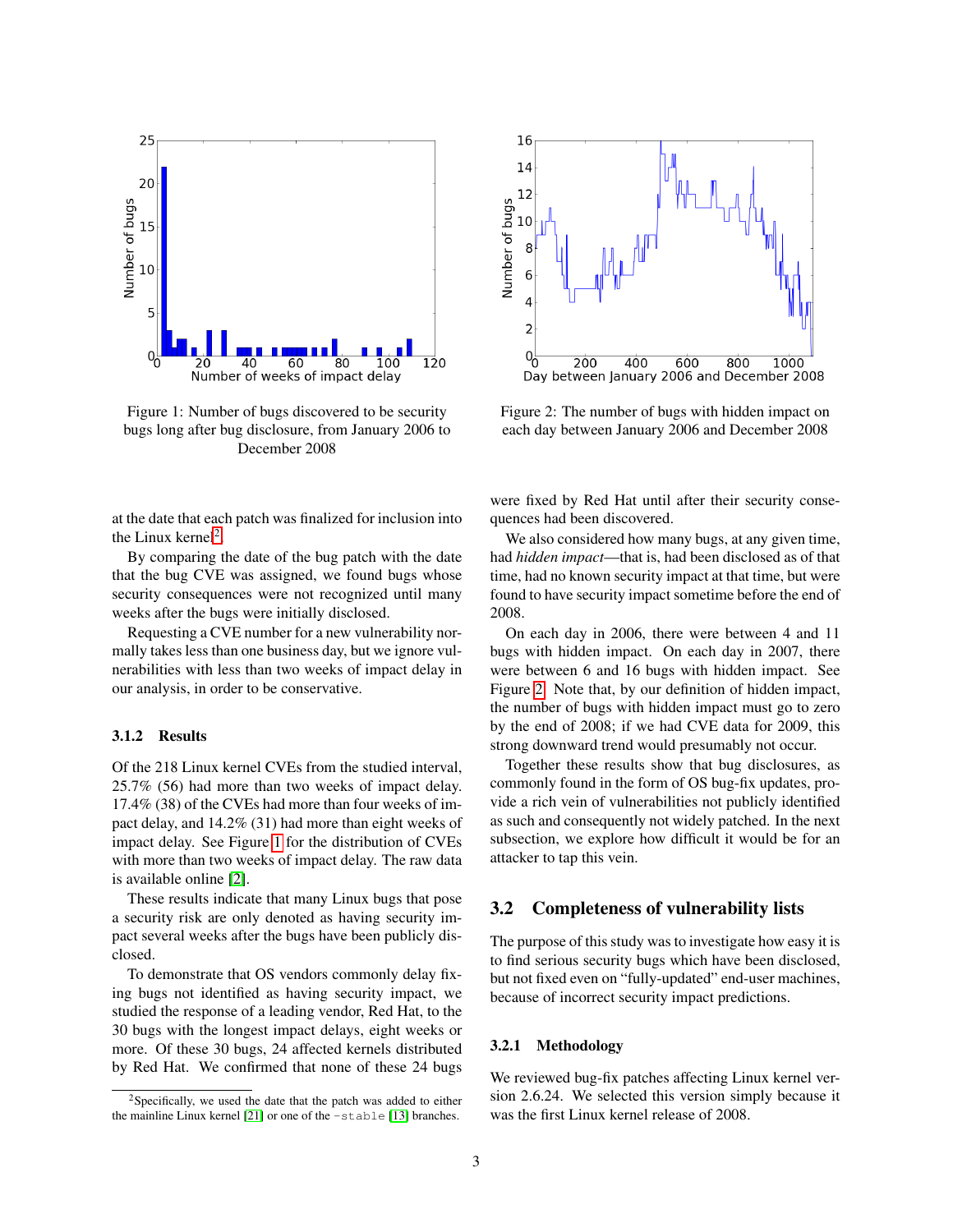Figure 1: Number of bugs discovered to be security bugs long after bug disclosure, from January 2006 to December 2008

Figure 2: The number of bugs with hidden impact on each day between January 2006 and December 2008

at the date that each patch was finalized for inclusion into the Linux kernel[2].

By comparing the date of the bug patch with the date that the bug CVE was assigned, we found bugs whose security consequences were not recognized until many weeks after the bugs were initially disclosed.

Requesting a CVE number for a new vulnerability normally takes less than one business day, but we ignore vulnerabilities with less than two weeks of impact delay in our analysis, in order to be conservative.

#### 3.1.2 Results

Of the 218 Linux kernel CVEs from the studied interval, 25.7% (56) had more than two weeks of impact delay. 17.4% (38) of the CVEs had more than four weeks of impact delay, and 14.2% (31) had more than eight weeks of impact delay. See Figure 1 for the distribution of CVEs with more than two weeks of impact delay. The raw data is available online [2].

These results indicate that many Linux bugs that pose a security risk are only denoted as having security impact several weeks after the bugs have been publicly disclosed.

To demonstrate that OS vendors commonly delay fixing bugs not identified as having security impact, we studied the response of a leading vendor, Red Hat, to the 30 bugs with the longest impact delays, eight weeks or more. Of these 30 bugs, 24 affected kernels distributed by Red Hat. We confirmed that none of these 24 bugs were fixed by Red Hat until after their security consequences had been discovered.

We also considered how many bugs, at any given time, had *hidden impact*—that is, had been disclosed as of that time, had no known security impact at that time, but were found to have security impact sometime before the end of 2008.

On each day in 2006, there were between 4 and 11 bugs with hidden impact. On each day in 2007, there were between 6 and 16 bugs with hidden impact. See Figure 2. Note that, by our definition of hidden impact, the number of bugs with hidden impact must go to zero by the end of 2008; if we had CVE data for 2009, this strong downward trend would presumably not occur.

Together these results show that bug disclosures, as commonly found in the form of OS bug-fix updates, provide a rich vein of vulnerabilities not publicly identified as such and consequently not widely patched. In the next subsection, we explore how difficult it would be for an attacker to tap this vein.

## 3.2 Completeness of vulnerability lists

The purpose of this study was to investigate how easy it is to find serious security bugs which have been disclosed, but not fixed even on "fully-updated" end-user machines, because of incorrect security impact predictions.

#### 3.2.1 Methodology

We reviewed bug-fix patches affecting Linux kernel version 2.6.24. We selected this version simply because it was the first Linux kernel release of 2008.

[2] Specifically, we used the date that the patch was added to either the mainline Linux kernel [21] or one of the `-stable` [13] branches.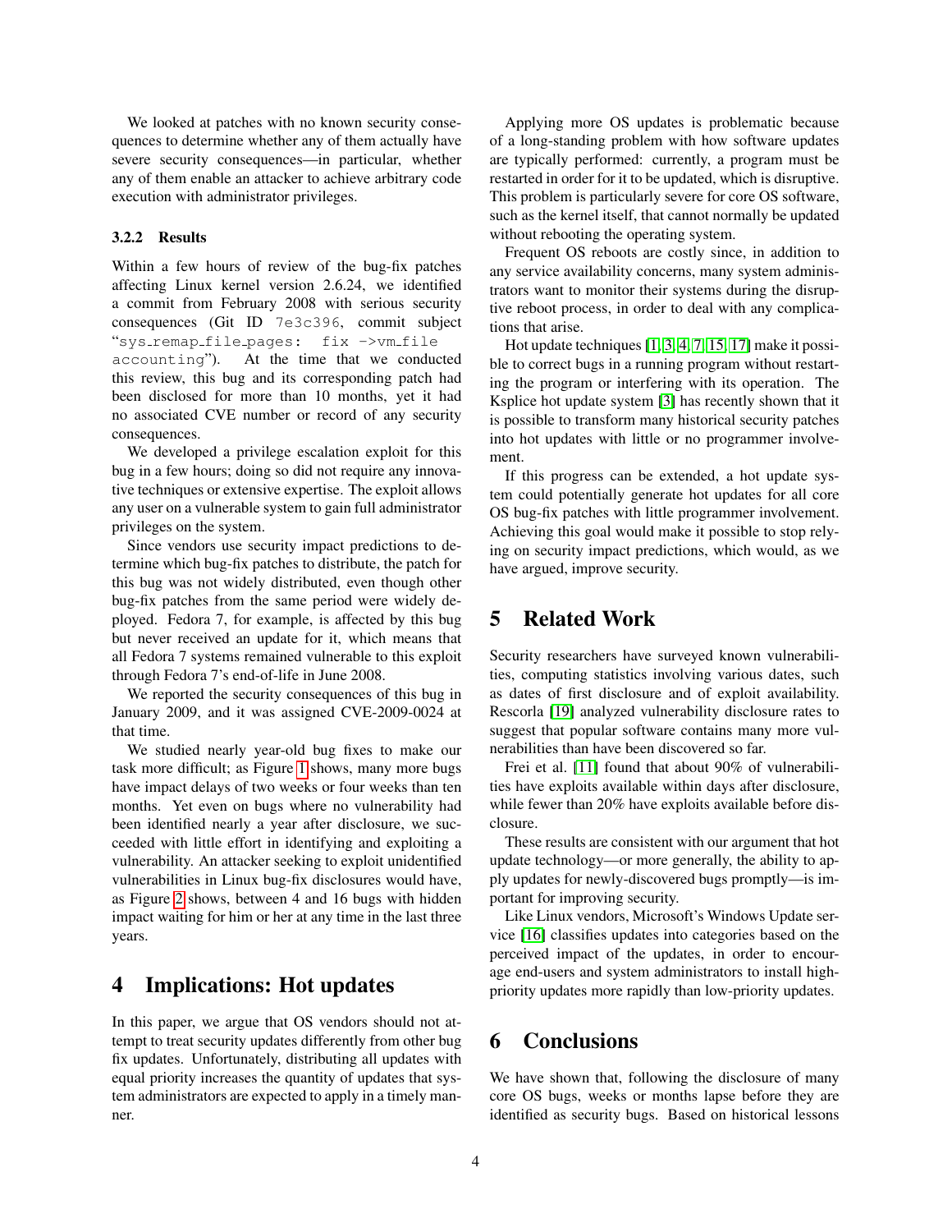We looked at patches with no known security consequences to determine whether any of them actually have severe security consequences—in particular, whether any of them enable an attacker to achieve arbitrary code execution with administrator privileges.

### 3.2.2 Results

Within a few hours of review of the bug-fix patches affecting Linux kernel version 2.6.24, we identified a commit from February 2008 with serious security consequences (Git ID `7e3c396`, commit subject "`sys_remap_file_pages: fix ->vm_file accounting`"). At the time that we conducted this review, this bug and its corresponding patch had been disclosed for more than 10 months, yet it had no associated CVE number or record of any security consequences.

We developed a privilege escalation exploit for this bug in a few hours; doing so did not require any innovative techniques or extensive expertise. The exploit allows any user on a vulnerable system to gain full administrator privileges on the system.

Since vendors use security impact predictions to determine which bug-fix patches to distribute, the patch for this bug was not widely distributed, even though other bug-fix patches from the same period were widely deployed. Fedora 7, for example, is affected by this bug but never received an update for it, which means that all Fedora 7 systems remained vulnerable to this exploit through Fedora 7's end-of-life in June 2008.

We reported the security consequences of this bug in January 2009, and it was assigned CVE-2009-0024 at that time.

We studied nearly year-old bug fixes to make our task more difficult; as Figure 1 shows, many more bugs have impact delays of two weeks or four weeks than ten months. Yet even on bugs where no vulnerability had been identified nearly a year after disclosure, we succeeded with little effort in identifying and exploiting a vulnerability. An attacker seeking to exploit unidentified vulnerabilities in Linux bug-fix disclosures would have, as Figure 2 shows, between 4 and 16 bugs with hidden impact waiting for him or her at any time in the last three years.

# 4 Implications: Hot updates

In this paper, we argue that OS vendors should not attempt to treat security updates differently from other bug fix updates. Unfortunately, distributing all updates with equal priority increases the quantity of updates that system administrators are expected to apply in a timely manner.

Applying more OS updates is problematic because of a long-standing problem with how software updates are typically performed: currently, a program must be restarted in order for it to be updated, which is disruptive. This problem is particularly severe for core OS software, such as the kernel itself, that cannot normally be updated without rebooting the operating system.

Frequent OS reboots are costly since, in addition to any service availability concerns, many system administrators want to monitor their systems during the disruptive reboot process, in order to deal with any complications that arise.

Hot update techniques [1, 3, 4, 7, 15, 17] make it possible to correct bugs in a running program without restarting the program or interfering with its operation. The Ksplice hot update system [3] has recently shown that it is possible to transform many historical security patches into hot updates with little or no programmer involvement.

If this progress can be extended, a hot update system could potentially generate hot updates for all core OS bug-fix patches with little programmer involvement. Achieving this goal would make it possible to stop relying on security impact predictions, which would, as we have argued, improve security.

# 5 Related Work

Security researchers have surveyed known vulnerabilities, computing statistics involving various dates, such as dates of first disclosure and of exploit availability. Rescorla [19] analyzed vulnerability disclosure rates to suggest that popular software contains many more vulnerabilities than have been discovered so far.

Frei et al. [11] found that about 90% of vulnerabilities have exploits available within days after disclosure, while fewer than 20% have exploits available before disclosure.

These results are consistent with our argument that hot update technology—or more generally, the ability to apply updates for newly-discovered bugs promptly—is important for improving security.

Like Linux vendors, Microsoft's Windows Update service [16] classifies updates into categories based on the perceived impact of the updates, in order to encourage end-users and system administrators to install high-priority updates more rapidly than low-priority updates.

# 6 Conclusions

We have shown that, following the disclosure of many core OS bugs, weeks or months lapse before they are identified as security bugs. Based on historical lessons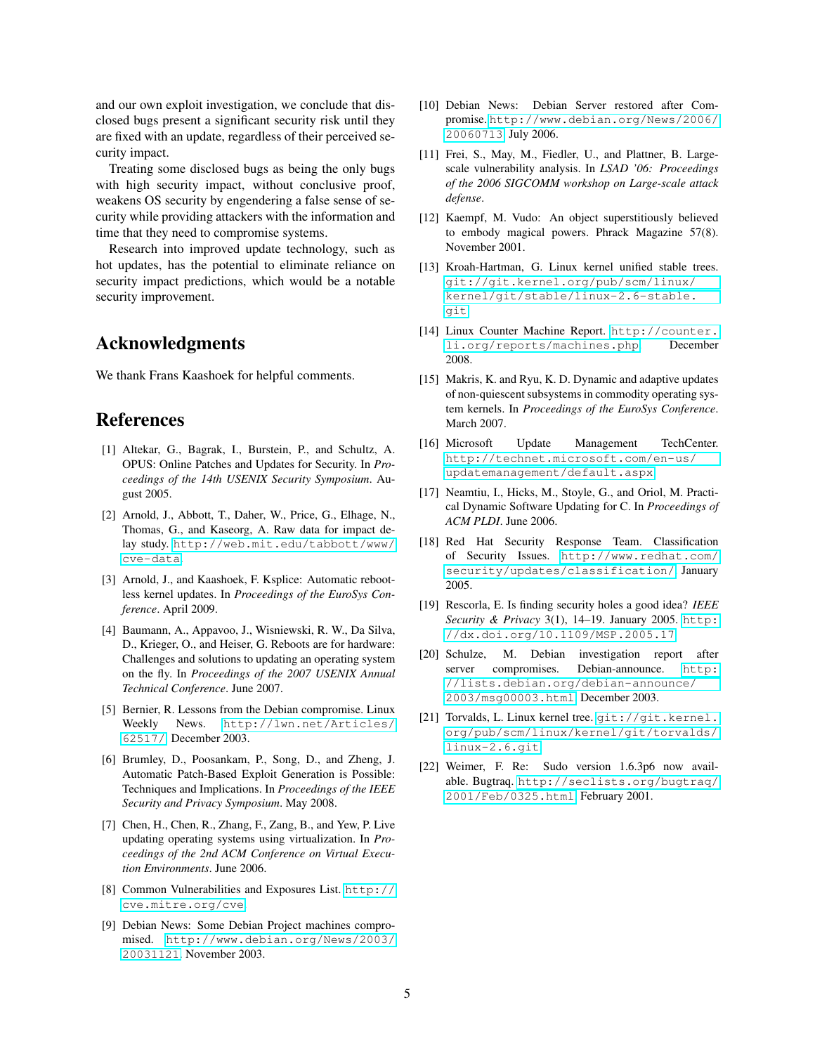and our own exploit investigation, we conclude that disclosed bugs present a significant security risk until they are fixed with an update, regardless of their perceived security impact.

Treating some disclosed bugs as being the only bugs with high security impact, without conclusive proof, weakens OS security by engendering a false sense of security while providing attackers with the information and time that they need to compromise systems.

Research into improved update technology, such as hot updates, has the potential to eliminate reliance on security impact predictions, which would be a notable security improvement.

## Acknowledgments

We thank Frans Kaashoek for helpful comments.

## References

[1] Altekar, G., Bagrak, I., Burstein, P., and Schultz, A. OPUS: Online Patches and Updates for Security. In *Proceedings of the 14th USENIX Security Symposium*. August 2005.

[2] Arnold, J., Abbott, T., Daher, W., Price, G., Elhage, N., Thomas, G., and Kaseorg, A. Raw data for impact delay study. `http://web.mit.edu/tabbott/www/cve-data`

[3] Arnold, J., and Kaashoek, F. Ksplice: Automatic rebootless kernel updates. In *Proceedings of the EuroSys Conference*. April 2009.

[4] Baumann, A., Appavoo, J., Wisniewski, R. W., Da Silva, D., Krieger, O., and Heiser, G. Reboots are for hardware: Challenges and solutions to updating an operating system on the fly. In *Proceedings of the 2007 USENIX Annual Technical Conference*. June 2007.

[5] Bernier, R. Lessons from the Debian compromise. Linux Weekly News. `http://lwn.net/Articles/62517/` December 2003.

[6] Brumley, D., Poosankam, P., Song, D., and Zheng, J. Automatic Patch-Based Exploit Generation is Possible: Techniques and Implications. In *Proceedings of the IEEE Security and Privacy Symposium*. May 2008.

[7] Chen, H., Chen, R., Zhang, F., Zang, B., and Yew, P. Live updating operating systems using virtualization. In *Proceedings of the 2nd ACM Conference on Virtual Execution Environments*. June 2006.

[8] Common Vulnerabilities and Exposures List. `http://cve.mitre.org/cve`

[9] Debian News: Some Debian Project machines compromised. `http://www.debian.org/News/2003/20031121` November 2003.

[10] Debian News: Debian Server restored after Compromise. `http://www.debian.org/News/2006/20060713` July 2006.

[11] Frei, S., May, M., Fiedler, U., and Plattner, B. Large-scale vulnerability analysis. In *LSAD '06: Proceedings of the 2006 SIGCOMM workshop on Large-scale attack defense*.

[12] Kaempf, M. Vudo: An object superstitiously believed to embody magical powers. Phrack Magazine 57(8). November 2001.

[13] Kroah-Hartman, G. Linux kernel unified stable trees. `git://git.kernel.org/pub/scm/linux/kernel/git/stable/linux-2.6-stable.git`

[14] Linux Counter Machine Report. `http://counter.li.org/reports/machines.php` December 2008.

[15] Makris, K. and Ryu, K. D. Dynamic and adaptive updates of non-quiescent subsystems in commodity operating system kernels. In *Proceedings of the EuroSys Conference*. March 2007.

[16] Microsoft Update Management TechCenter. `http://technet.microsoft.com/en-us/updatemanagement/default.aspx`

[17] Neamtiu, I., Hicks, M., Stoyle, G., and Oriol, M. Practical Dynamic Software Updating for C. In *Proceedings of ACM PLDI*. June 2006.

[18] Red Hat Security Response Team. Classification of Security Issues. `http://www.redhat.com/security/updates/classification/` January 2005.

[19] Rescorla, E. Is finding security holes a good idea? *IEEE Security & Privacy* 3(1), 14–19. January 2005. `http://dx.doi.org/10.1109/MSP.2005.17`

[20] Schulze, M. Debian investigation report after server compromises. Debian-announce. `http://lists.debian.org/debian-announce/2003/msg00003.html` December 2003.

[21] Torvalds, L. Linux kernel tree. `git://git.kernel.org/pub/scm/linux/kernel/git/torvalds/linux-2.6.git`

[22] Weimer, F. Re: Sudo version 1.6.3p6 now available. Bugtraq. `http://seclists.org/bugtraq/2001/Feb/0325.html` February 2001.